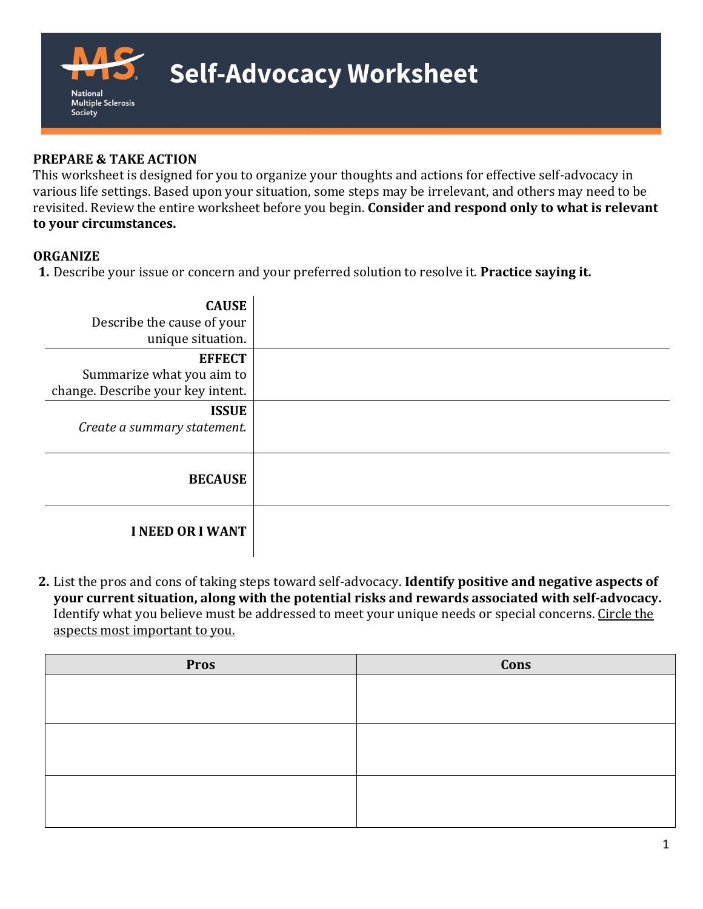# Self-Advocacy Worksheet

National Multiple Sclerosis Society

**PREPARE & TAKE ACTION**

This worksheet is designed for you to organize your thoughts and actions for effective self-advocacy in various life settings. Based upon your situation, some steps may be irrelevant, and others may need to be revisited. Review the entire worksheet before you begin. **Consider and respond only to what is relevant to your circumstances.**

**ORGANIZE**

1. Describe your issue or concern and your preferred solution to resolve it. **Practice saying it.**

| | |
|---|---|
| **CAUSE** Describe the cause of your unique situation. | |
| **EFFECT** Summarize what you aim to change. Describe your key intent. | |
| **ISSUE** *Create a summary statement.* | |
| **BECAUSE** | |
| **I NEED OR I WANT** | |

2. List the pros and cons of taking steps toward self-advocacy. **Identify positive and negative aspects of your current situation, along with the potential risks and rewards associated with self-advocacy.** Identify what you believe must be addressed to meet your unique needs or special concerns. <u>Circle the aspects most important to you.</u>

| Pros | Cons |
|---|---|
| | |
| | |
| | |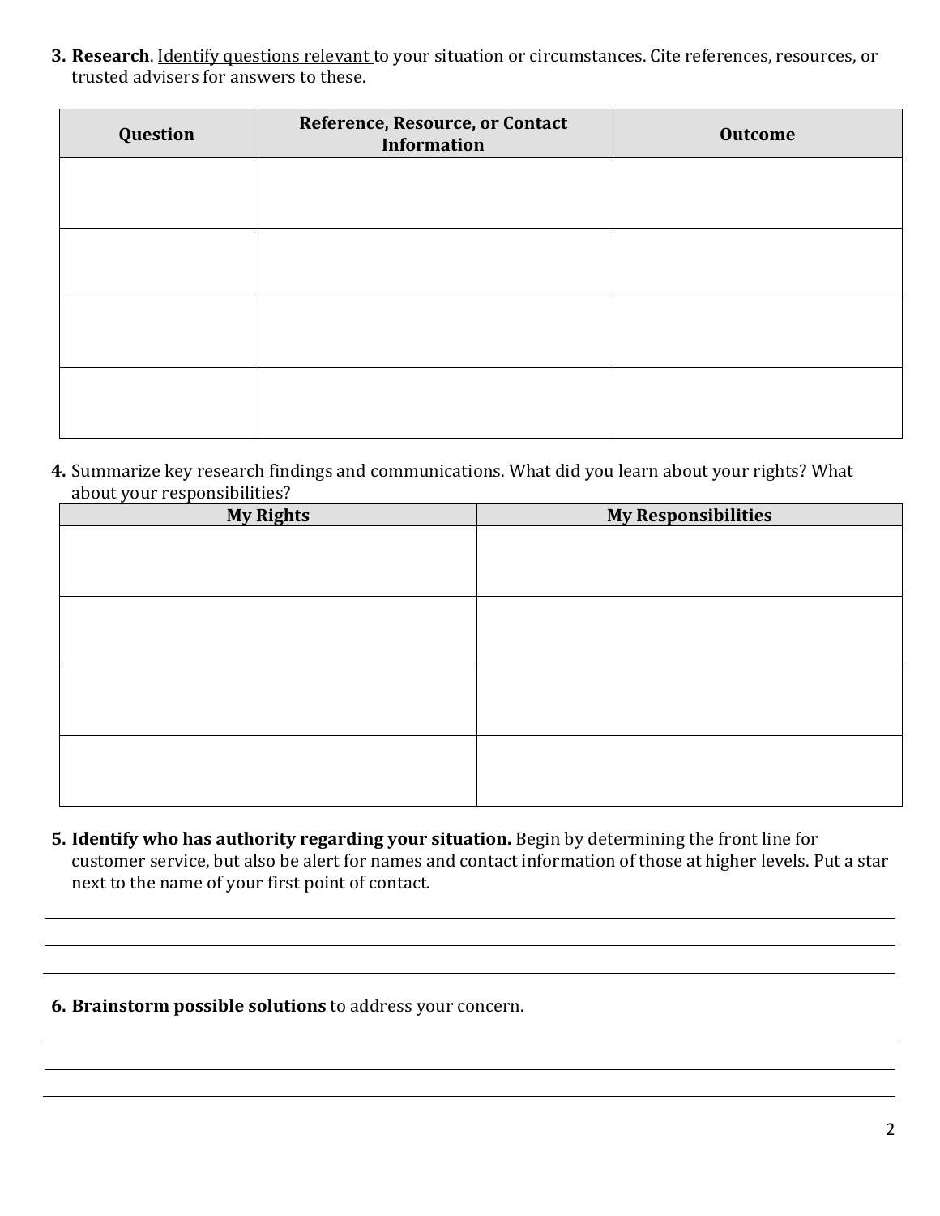3. **Research**. Identify questions relevant to your situation or circumstances. Cite references, resources, or trusted advisers for answers to these.

| Question | Reference, Resource, or Contact Information | Outcome |
| --- | --- | --- |
| | | |
| | | |
| | | |
| | | |

4. Summarize key research findings and communications. What did you learn about your rights? What about your responsibilities?

| My Rights | My Responsibilities |
| --- | --- |
| | |
| | |
| | |
| | |

5. **Identify who has authority regarding your situation.** Begin by determining the front line for customer service, but also be alert for names and contact information of those at higher levels. Put a star next to the name of your first point of contact.

\_\_\_\_\_\_\_\_\_\_\_\_\_\_\_\_\_\_\_\_\_\_\_\_\_\_\_\_\_\_\_\_\_\_\_\_\_\_\_\_

\_\_\_\_\_\_\_\_\_\_\_\_\_\_\_\_\_\_\_\_\_\_\_\_\_\_\_\_\_\_\_\_\_\_\_\_\_\_\_\_

\_\_\_\_\_\_\_\_\_\_\_\_\_\_\_\_\_\_\_\_\_\_\_\_\_\_\_\_\_\_\_\_\_\_\_\_\_\_\_\_

6. **Brainstorm possible solutions** to address your concern.

\_\_\_\_\_\_\_\_\_\_\_\_\_\_\_\_\_\_\_\_\_\_\_\_\_\_\_\_\_\_\_\_\_\_\_\_\_\_\_\_

\_\_\_\_\_\_\_\_\_\_\_\_\_\_\_\_\_\_\_\_\_\_\_\_\_\_\_\_\_\_\_\_\_\_\_\_\_\_\_\_

\_\_\_\_\_\_\_\_\_\_\_\_\_\_\_\_\_\_\_\_\_\_\_\_\_\_\_\_\_\_\_\_\_\_\_\_\_\_\_\_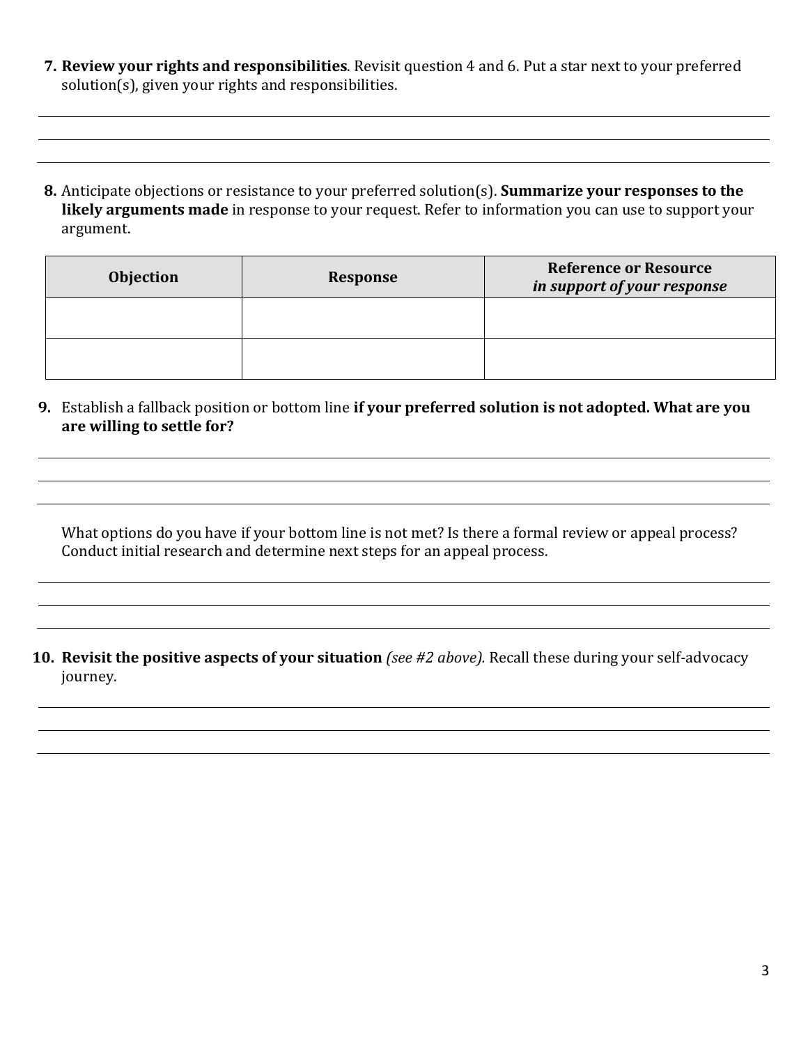7. **Review your rights and responsibilities**. Revisit question 4 and 6. Put a star next to your preferred solution(s), given your rights and responsibilities.

8. Anticipate objections or resistance to your preferred solution(s). **Summarize your responses to the likely arguments made** in response to your request. Refer to information you can use to support your argument.

| Objection | Response | Reference or Resource *in support of your response* |
|---|---|---|
| | | |
| | | |

9. Establish a fallback position or bottom line **if your preferred solution is not adopted. What are you are willing to settle for?**

   What options do you have if your bottom line is not met? Is there a formal review or appeal process? Conduct initial research and determine next steps for an appeal process.

10. **Revisit the positive aspects of your situation** *(see #2 above).* Recall these during your self-advocacy journey.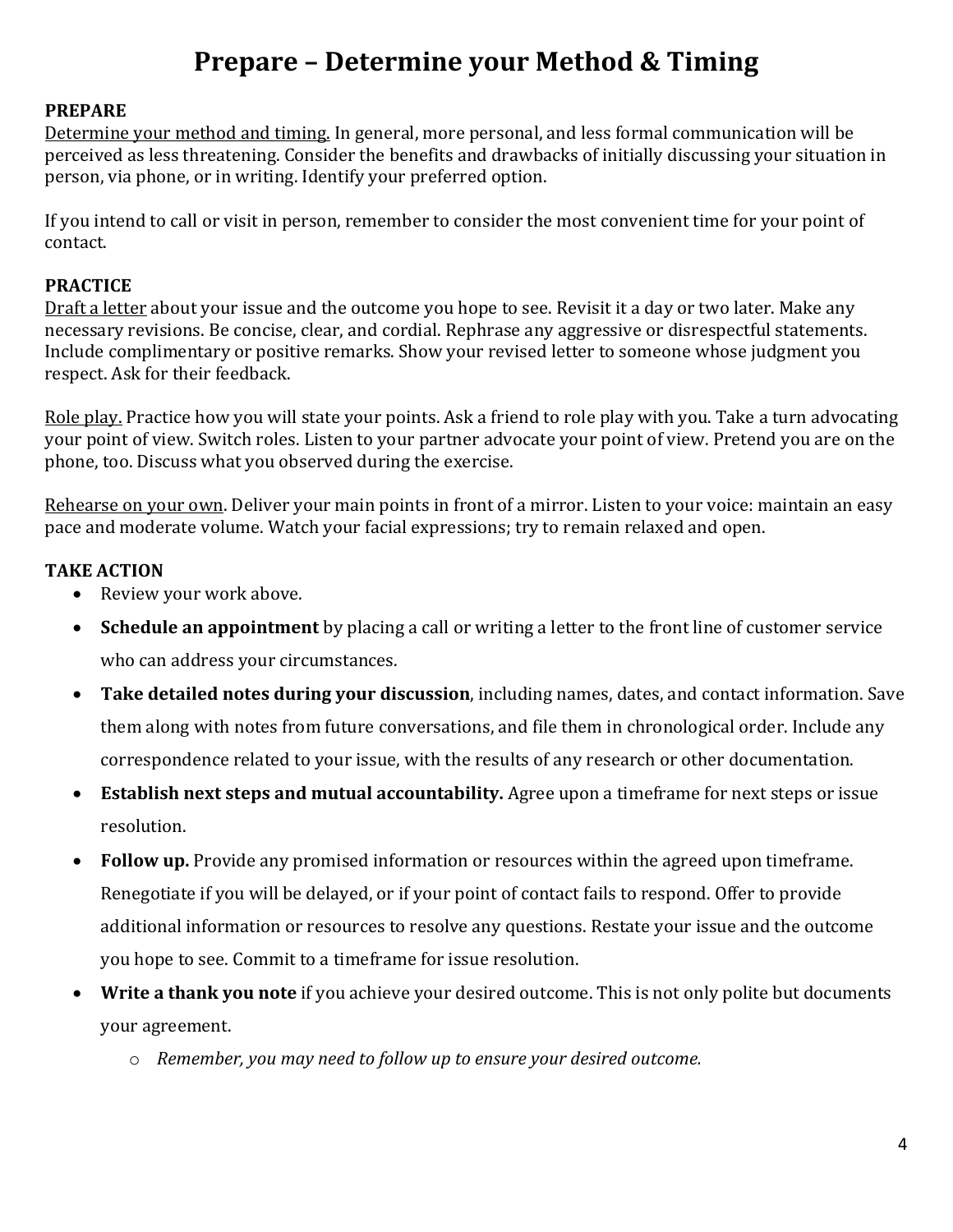# Prepare – Determine your Method & Timing

**PREPARE**

Determine your method and timing. In general, more personal, and less formal communication will be perceived as less threatening. Consider the benefits and drawbacks of initially discussing your situation in person, via phone, or in writing. Identify your preferred option.

If you intend to call or visit in person, remember to consider the most convenient time for your point of contact.

**PRACTICE**

Draft a letter about your issue and the outcome you hope to see. Revisit it a day or two later. Make any necessary revisions. Be concise, clear, and cordial. Rephrase any aggressive or disrespectful statements. Include complimentary or positive remarks. Show your revised letter to someone whose judgment you respect. Ask for their feedback.

Role play. Practice how you will state your points. Ask a friend to role play with you. Take a turn advocating your point of view. Switch roles. Listen to your partner advocate your point of view. Pretend you are on the phone, too. Discuss what you observed during the exercise.

Rehearse on your own. Deliver your main points in front of a mirror. Listen to your voice: maintain an easy pace and moderate volume. Watch your facial expressions; try to remain relaxed and open.

**TAKE ACTION**

- Review your work above.
- **Schedule an appointment** by placing a call or writing a letter to the front line of customer service who can address your circumstances.
- **Take detailed notes during your discussion**, including names, dates, and contact information. Save them along with notes from future conversations, and file them in chronological order. Include any correspondence related to your issue, with the results of any research or other documentation.
- **Establish next steps and mutual accountability.** Agree upon a timeframe for next steps or issue resolution.
- **Follow up.** Provide any promised information or resources within the agreed upon timeframe. Renegotiate if you will be delayed, or if your point of contact fails to respond. Offer to provide additional information or resources to resolve any questions. Restate your issue and the outcome you hope to see. Commit to a timeframe for issue resolution.
- **Write a thank you note** if you achieve your desired outcome. This is not only polite but documents your agreement.
  - *Remember, you may need to follow up to ensure your desired outcome.*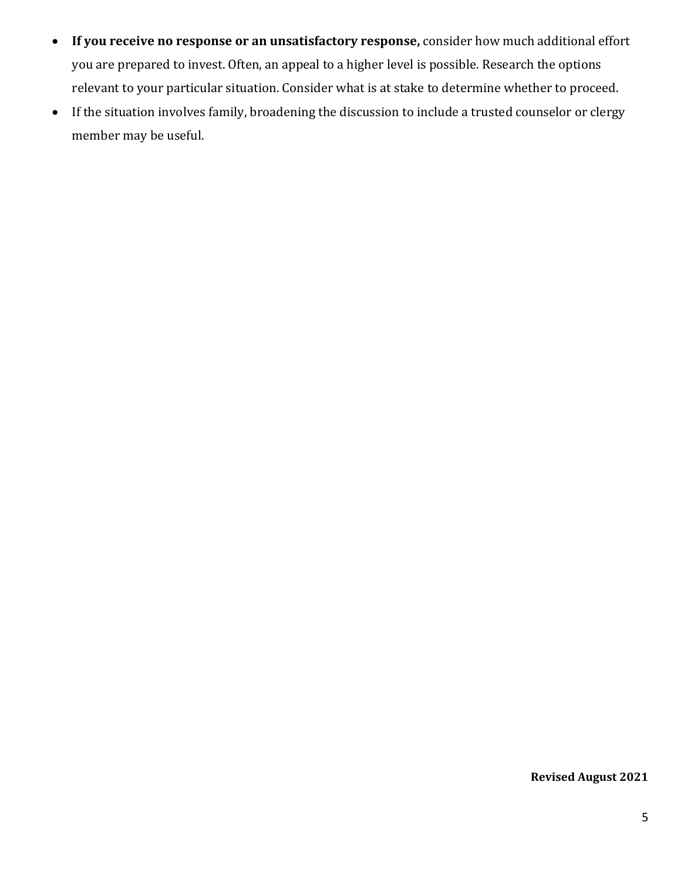- **If you receive no response or an unsatisfactory response,** consider how much additional effort you are prepared to invest. Often, an appeal to a higher level is possible. Research the options relevant to your particular situation. Consider what is at stake to determine whether to proceed.
- If the situation involves family, broadening the discussion to include a trusted counselor or clergy member may be useful.

**Revised August 2021**